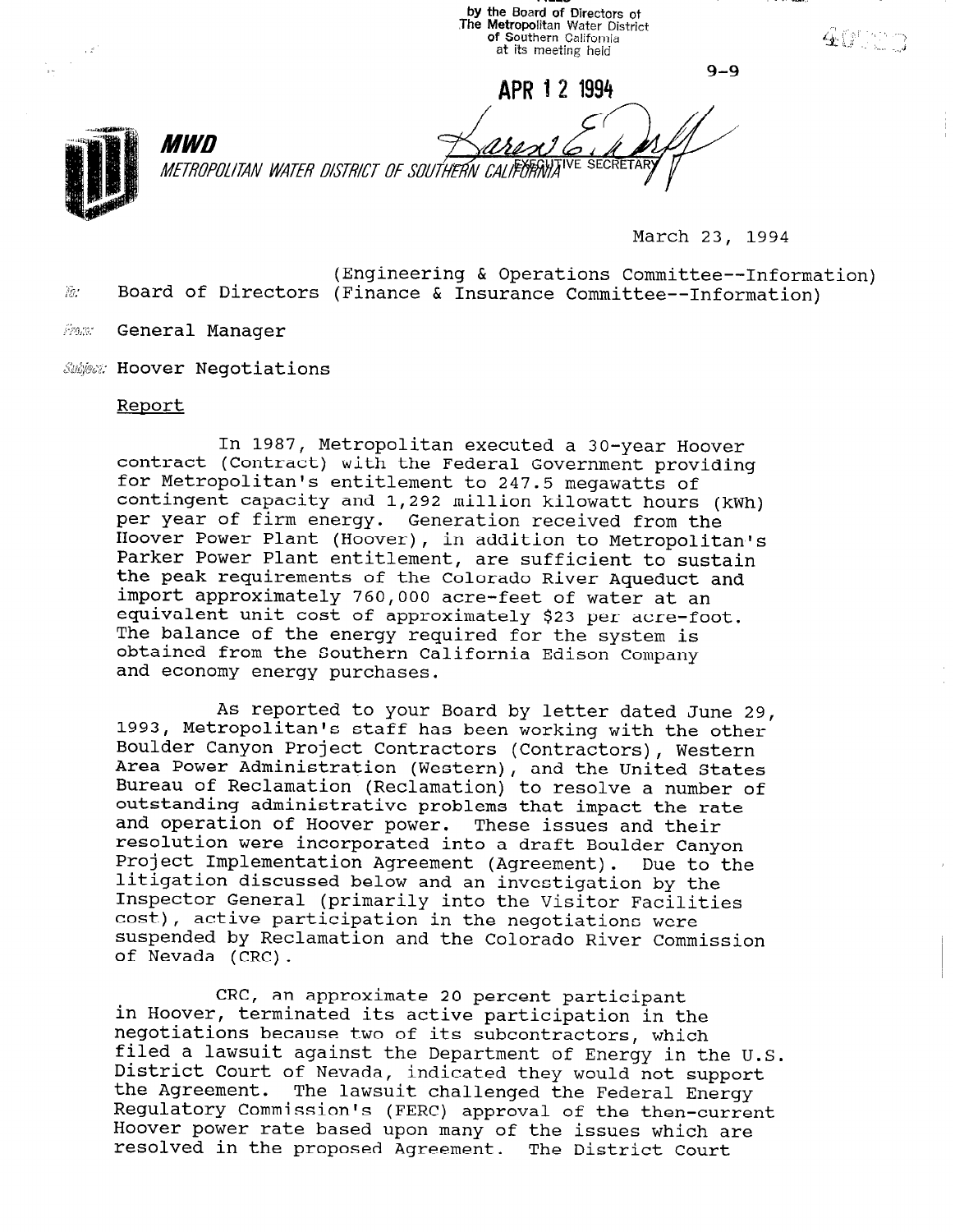by the Board of Directors of
The Metropolitan Water District
of Southern California
at its meeting held

9-9

APR 12 1994

EXECUTIVE SECRETARY

**MWD**

*METROPOLITAN WATER DISTRICT OF SOUTHERN CALIFORNIA*

March 23, 1994

To: Board of Directors (Engineering & Operations Committee--Information)
(Finance & Insurance Committee--Information)

From: General Manager

Subject: Hoover Negotiations

Report

In 1987, Metropolitan executed a 30-year Hoover contract (Contract) with the Federal Government providing for Metropolitan's entitlement to 247.5 megawatts of contingent capacity and 1,292 million kilowatt hours (kWh) per year of firm energy. Generation received from the Hoover Power Plant (Hoover), in addition to Metropolitan's Parker Power Plant entitlement, are sufficient to sustain the peak requirements of the Colorado River Aqueduct and import approximately 760,000 acre-feet of water at an equivalent unit cost of approximately $23 per acre-foot. The balance of the energy required for the system is obtained from the Southern California Edison Company and economy energy purchases.

As reported to your Board by letter dated June 29, 1993, Metropolitan's staff has been working with the other Boulder Canyon Project Contractors (Contractors), Western Area Power Administration (Western), and the United States Bureau of Reclamation (Reclamation) to resolve a number of outstanding administrative problems that impact the rate and operation of Hoover power. These issues and their resolution were incorporated into a draft Boulder Canyon Project Implementation Agreement (Agreement). Due to the litigation discussed below and an investigation by the Inspector General (primarily into the Visitor Facilities cost), active participation in the negotiations were suspended by Reclamation and the Colorado River Commission of Nevada (CRC).

CRC, an approximate 20 percent participant in Hoover, terminated its active participation in the negotiations because two of its subcontractors, which filed a lawsuit against the Department of Energy in the U.S. District Court of Nevada, indicated they would not support the Agreement. The lawsuit challenged the Federal Energy Regulatory Commission's (FERC) approval of the then-current Hoover power rate based upon many of the issues which are resolved in the proposed Agreement. The District Court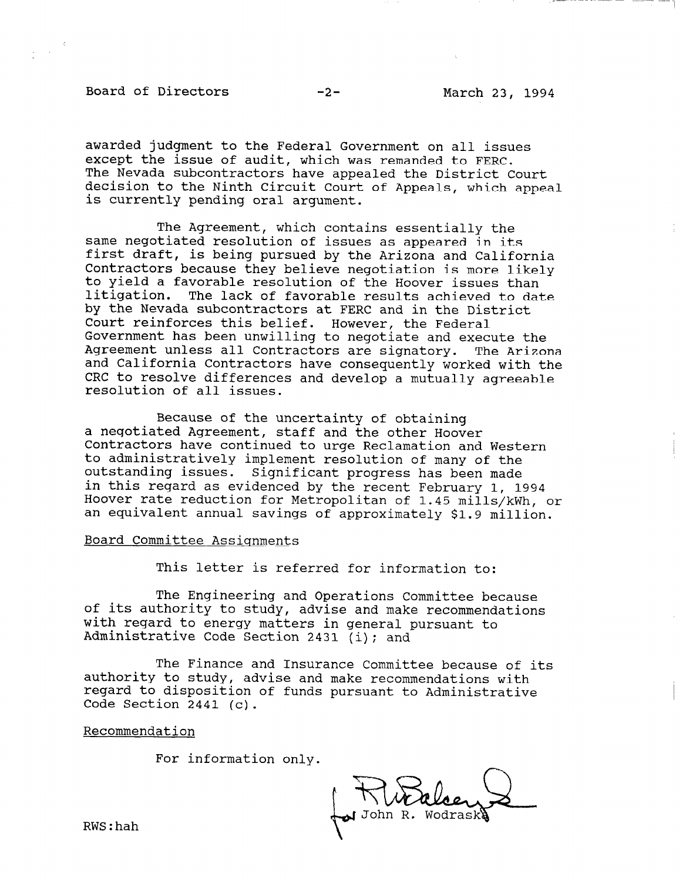awarded judgment to the Federal Government on all issues except the issue of audit, which was remanded to FERC. The Nevada subcontractors have appealed the District Court decision to the Ninth Circuit Court of Appeals, which appeal is currently pending oral argument.

The Agreement, which contains essentially the same negotiated resolution of issues as appeared in its first draft, is being pursued by the Arizona and California Contractors because they believe negotiation is more likely to yield a favorable resolution of the Hoover issues than litigation. The lack of favorable results achieved to date by the Nevada subcontractors at FERC and in the District Court reinforces this belief. However, the Federal Government has been unwilling to negotiate and execute the Agreement unless all Contractors are signatory. The Arizona and California Contractors have consequently worked with the CRC to resolve differences and develop a mutually agreeable resolution of all issues.

Because of the uncertainty of obtaining a negotiated Agreement, staff and the other Hoover Contractors have continued to urge Reclamation and Western to administratively implement resolution of many of the outstanding issues. Significant progress has been made in this regard as evidenced by the recent February 1, 1994 Hoover rate reduction for Metropolitan of 1.45 mills/kWh, or an equivalent annual savings of approximately $1.9 million.

Board Committee Assignments

This letter is referred for information to:

The Engineering and Operations Committee because of its authority to study, advise and make recommendations with regard to energy matters in general pursuant to Administrative Code Section 2431 (i); and

The Finance and Insurance Committee because of its authority to study, advise and make recommendations with regard to disposition of funds pursuant to Administrative Code Section 2441 (c).

Recommendation

For information only.

for John R. Wodraska

RWS:hah